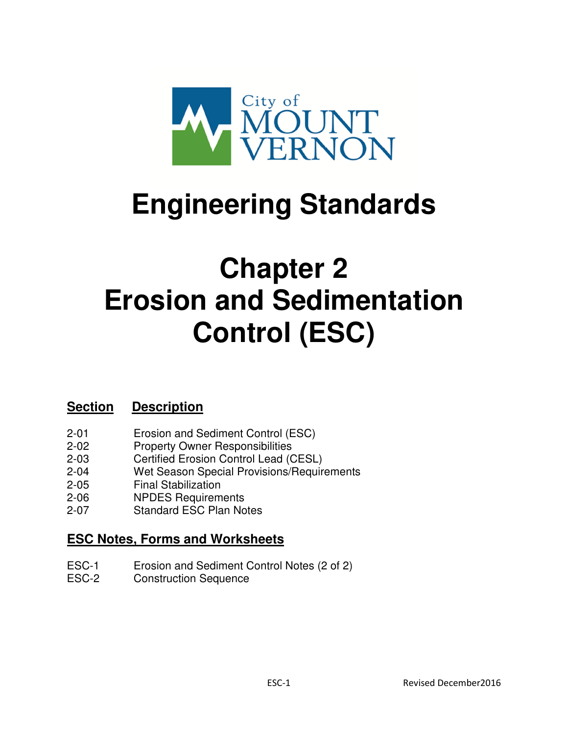City of MOUNT VERNON

# Engineering Standards

# Chapter 2 Erosion and Sedimentation Control (ESC)

| Section | Description |
|---|---|
| 2-01 | Erosion and Sediment Control (ESC) |
| 2-02 | Property Owner Responsibilities |
| 2-03 | Certified Erosion Control Lead (CESL) |
| 2-04 | Wet Season Special Provisions/Requirements |
| 2-05 | Final Stabilization |
| 2-06 | NPDES Requirements |
| 2-07 | Standard ESC Plan Notes |

## ESC Notes, Forms and Worksheets

| | |
|---|---|
| ESC-1 | Erosion and Sediment Control Notes (2 of 2) |
| ESC-2 | Construction Sequence |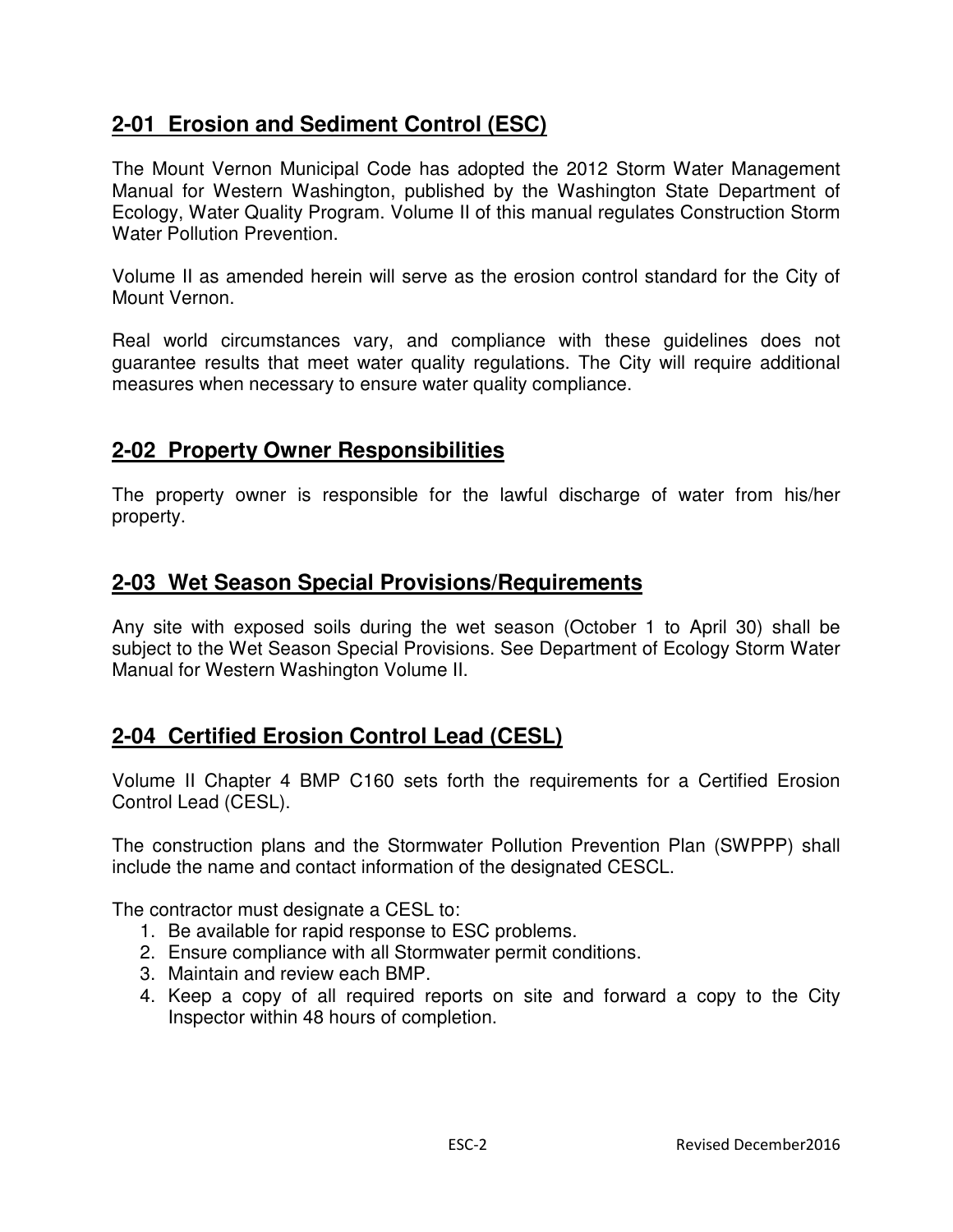## 2-01 Erosion and Sediment Control (ESC)

The Mount Vernon Municipal Code has adopted the 2012 Storm Water Management Manual for Western Washington, published by the Washington State Department of Ecology, Water Quality Program. Volume II of this manual regulates Construction Storm Water Pollution Prevention.

Volume II as amended herein will serve as the erosion control standard for the City of Mount Vernon.

Real world circumstances vary, and compliance with these guidelines does not guarantee results that meet water quality regulations. The City will require additional measures when necessary to ensure water quality compliance.

## 2-02 Property Owner Responsibilities

The property owner is responsible for the lawful discharge of water from his/her property.

## 2-03 Wet Season Special Provisions/Requirements

Any site with exposed soils during the wet season (October 1 to April 30) shall be subject to the Wet Season Special Provisions. See Department of Ecology Storm Water Manual for Western Washington Volume II.

## 2-04 Certified Erosion Control Lead (CESL)

Volume II Chapter 4 BMP C160 sets forth the requirements for a Certified Erosion Control Lead (CESL).

The construction plans and the Stormwater Pollution Prevention Plan (SWPPP) shall include the name and contact information of the designated CESCL.

The contractor must designate a CESL to:

1. Be available for rapid response to ESC problems.
2. Ensure compliance with all Stormwater permit conditions.
3. Maintain and review each BMP.
4. Keep a copy of all required reports on site and forward a copy to the City Inspector within 48 hours of completion.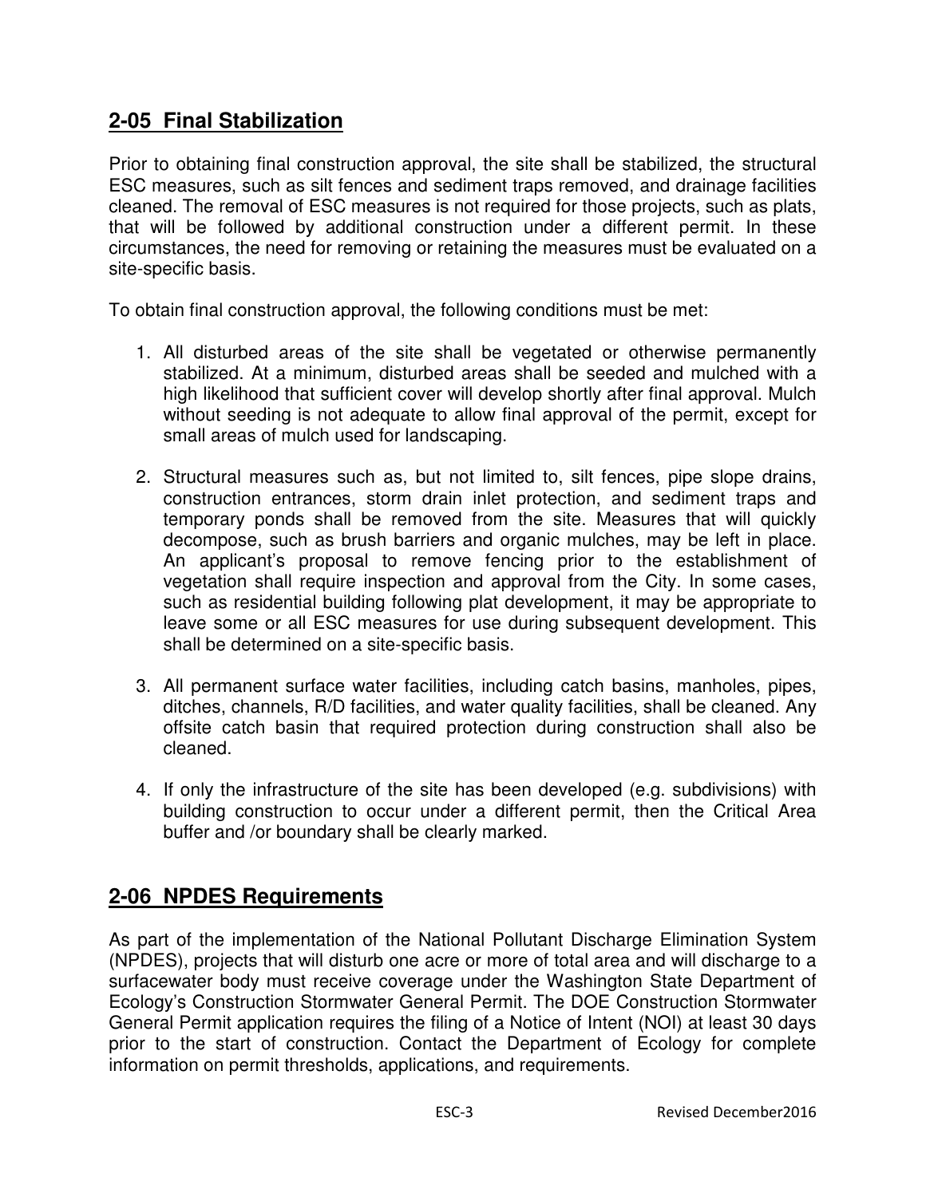## 2-05 Final Stabilization

Prior to obtaining final construction approval, the site shall be stabilized, the structural ESC measures, such as silt fences and sediment traps removed, and drainage facilities cleaned. The removal of ESC measures is not required for those projects, such as plats, that will be followed by additional construction under a different permit. In these circumstances, the need for removing or retaining the measures must be evaluated on a site-specific basis.

To obtain final construction approval, the following conditions must be met:

1. All disturbed areas of the site shall be vegetated or otherwise permanently stabilized. At a minimum, disturbed areas shall be seeded and mulched with a high likelihood that sufficient cover will develop shortly after final approval. Mulch without seeding is not adequate to allow final approval of the permit, except for small areas of mulch used for landscaping.

2. Structural measures such as, but not limited to, silt fences, pipe slope drains, construction entrances, storm drain inlet protection, and sediment traps and temporary ponds shall be removed from the site. Measures that will quickly decompose, such as brush barriers and organic mulches, may be left in place. An applicant's proposal to remove fencing prior to the establishment of vegetation shall require inspection and approval from the City. In some cases, such as residential building following plat development, it may be appropriate to leave some or all ESC measures for use during subsequent development. This shall be determined on a site-specific basis.

3. All permanent surface water facilities, including catch basins, manholes, pipes, ditches, channels, R/D facilities, and water quality facilities, shall be cleaned. Any offsite catch basin that required protection during construction shall also be cleaned.

4. If only the infrastructure of the site has been developed (e.g. subdivisions) with building construction to occur under a different permit, then the Critical Area buffer and /or boundary shall be clearly marked.

## 2-06 NPDES Requirements

As part of the implementation of the National Pollutant Discharge Elimination System (NPDES), projects that will disturb one acre or more of total area and will discharge to a surfacewater body must receive coverage under the Washington State Department of Ecology's Construction Stormwater General Permit. The DOE Construction Stormwater General Permit application requires the filing of a Notice of Intent (NOI) at least 30 days prior to the start of construction. Contact the Department of Ecology for complete information on permit thresholds, applications, and requirements.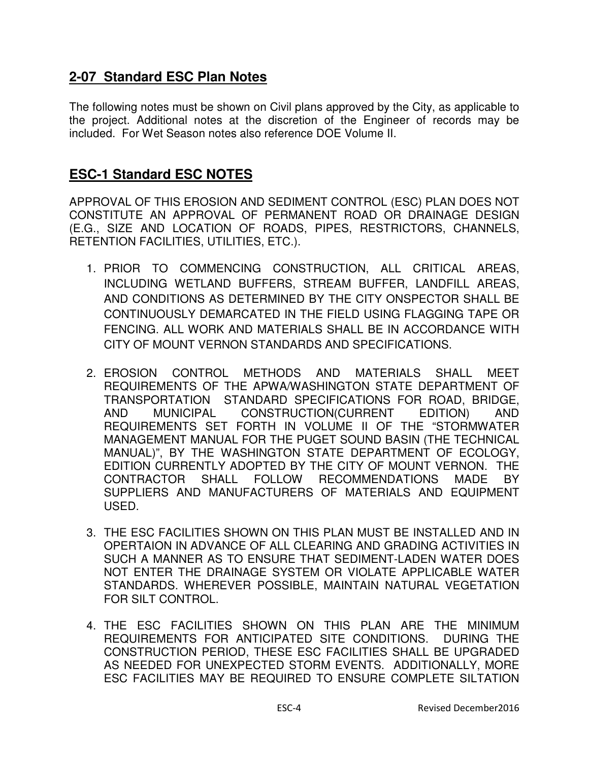## 2-07 Standard ESC Plan Notes

The following notes must be shown on Civil plans approved by the City, as applicable to the project. Additional notes at the discretion of the Engineer of records may be included. For Wet Season notes also reference DOE Volume II.

## ESC-1 Standard ESC NOTES

APPROVAL OF THIS EROSION AND SEDIMENT CONTROL (ESC) PLAN DOES NOT CONSTITUTE AN APPROVAL OF PERMANENT ROAD OR DRAINAGE DESIGN (E.G., SIZE AND LOCATION OF ROADS, PIPES, RESTRICTORS, CHANNELS, RETENTION FACILITIES, UTILITIES, ETC.).

1. PRIOR TO COMMENCING CONSTRUCTION, ALL CRITICAL AREAS, INCLUDING WETLAND BUFFERS, STREAM BUFFER, LANDFILL AREAS, AND CONDITIONS AS DETERMINED BY THE CITY ONSPECTOR SHALL BE CONTINUOUSLY DEMARCATED IN THE FIELD USING FLAGGING TAPE OR FENCING. ALL WORK AND MATERIALS SHALL BE IN ACCORDANCE WITH CITY OF MOUNT VERNON STANDARDS AND SPECIFICATIONS.

2. EROSION CONTROL METHODS AND MATERIALS SHALL MEET REQUIREMENTS OF THE APWA/WASHINGTON STATE DEPARTMENT OF TRANSPORTATION STANDARD SPECIFICATIONS FOR ROAD, BRIDGE, AND MUNICIPAL CONSTRUCTION(CURRENT EDITION) AND REQUIREMENTS SET FORTH IN VOLUME II OF THE "STORMWATER MANAGEMENT MANUAL FOR THE PUGET SOUND BASIN (THE TECHNICAL MANUAL)", BY THE WASHINGTON STATE DEPARTMENT OF ECOLOGY, EDITION CURRENTLY ADOPTED BY THE CITY OF MOUNT VERNON. THE CONTRACTOR SHALL FOLLOW RECOMMENDATIONS MADE BY SUPPLIERS AND MANUFACTURERS OF MATERIALS AND EQUIPMENT USED.

3. THE ESC FACILITIES SHOWN ON THIS PLAN MUST BE INSTALLED AND IN OPERTAION IN ADVANCE OF ALL CLEARING AND GRADING ACTIVITIES IN SUCH A MANNER AS TO ENSURE THAT SEDIMENT-LADEN WATER DOES NOT ENTER THE DRAINAGE SYSTEM OR VIOLATE APPLICABLE WATER STANDARDS. WHEREVER POSSIBLE, MAINTAIN NATURAL VEGETATION FOR SILT CONTROL.

4. THE ESC FACILITIES SHOWN ON THIS PLAN ARE THE MINIMUM REQUIREMENTS FOR ANTICIPATED SITE CONDITIONS. DURING THE CONSTRUCTION PERIOD, THESE ESC FACILITIES SHALL BE UPGRADED AS NEEDED FOR UNEXPECTED STORM EVENTS. ADDITIONALLY, MORE ESC FACILITIES MAY BE REQUIRED TO ENSURE COMPLETE SILTATION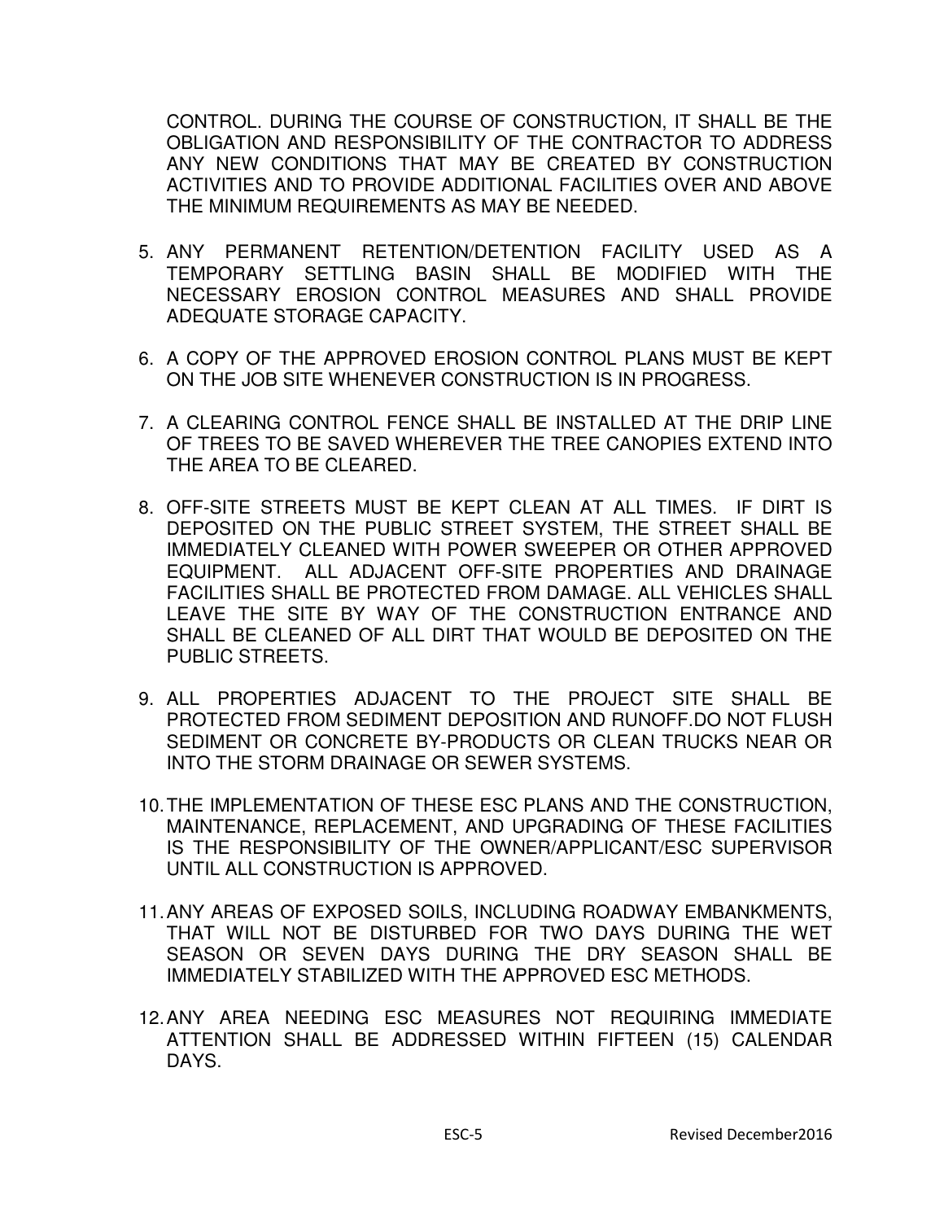CONTROL. DURING THE COURSE OF CONSTRUCTION, IT SHALL BE THE OBLIGATION AND RESPONSIBILITY OF THE CONTRACTOR TO ADDRESS ANY NEW CONDITIONS THAT MAY BE CREATED BY CONSTRUCTION ACTIVITIES AND TO PROVIDE ADDITIONAL FACILITIES OVER AND ABOVE THE MINIMUM REQUIREMENTS AS MAY BE NEEDED.

5. ANY PERMANENT RETENTION/DETENTION FACILITY USED AS A TEMPORARY SETTLING BASIN SHALL BE MODIFIED WITH THE NECESSARY EROSION CONTROL MEASURES AND SHALL PROVIDE ADEQUATE STORAGE CAPACITY.

6. A COPY OF THE APPROVED EROSION CONTROL PLANS MUST BE KEPT ON THE JOB SITE WHENEVER CONSTRUCTION IS IN PROGRESS.

7. A CLEARING CONTROL FENCE SHALL BE INSTALLED AT THE DRIP LINE OF TREES TO BE SAVED WHEREVER THE TREE CANOPIES EXTEND INTO THE AREA TO BE CLEARED.

8. OFF-SITE STREETS MUST BE KEPT CLEAN AT ALL TIMES. IF DIRT IS DEPOSITED ON THE PUBLIC STREET SYSTEM, THE STREET SHALL BE IMMEDIATELY CLEANED WITH POWER SWEEPER OR OTHER APPROVED EQUIPMENT. ALL ADJACENT OFF-SITE PROPERTIES AND DRAINAGE FACILITIES SHALL BE PROTECTED FROM DAMAGE. ALL VEHICLES SHALL LEAVE THE SITE BY WAY OF THE CONSTRUCTION ENTRANCE AND SHALL BE CLEANED OF ALL DIRT THAT WOULD BE DEPOSITED ON THE PUBLIC STREETS.

9. ALL PROPERTIES ADJACENT TO THE PROJECT SITE SHALL BE PROTECTED FROM SEDIMENT DEPOSITION AND RUNOFF.DO NOT FLUSH SEDIMENT OR CONCRETE BY-PRODUCTS OR CLEAN TRUCKS NEAR OR INTO THE STORM DRAINAGE OR SEWER SYSTEMS.

10. THE IMPLEMENTATION OF THESE ESC PLANS AND THE CONSTRUCTION, MAINTENANCE, REPLACEMENT, AND UPGRADING OF THESE FACILITIES IS THE RESPONSIBILITY OF THE OWNER/APPLICANT/ESC SUPERVISOR UNTIL ALL CONSTRUCTION IS APPROVED.

11. ANY AREAS OF EXPOSED SOILS, INCLUDING ROADWAY EMBANKMENTS, THAT WILL NOT BE DISTURBED FOR TWO DAYS DURING THE WET SEASON OR SEVEN DAYS DURING THE DRY SEASON SHALL BE IMMEDIATELY STABILIZED WITH THE APPROVED ESC METHODS.

12. ANY AREA NEEDING ESC MEASURES NOT REQUIRING IMMEDIATE ATTENTION SHALL BE ADDRESSED WITHIN FIFTEEN (15) CALENDAR DAYS.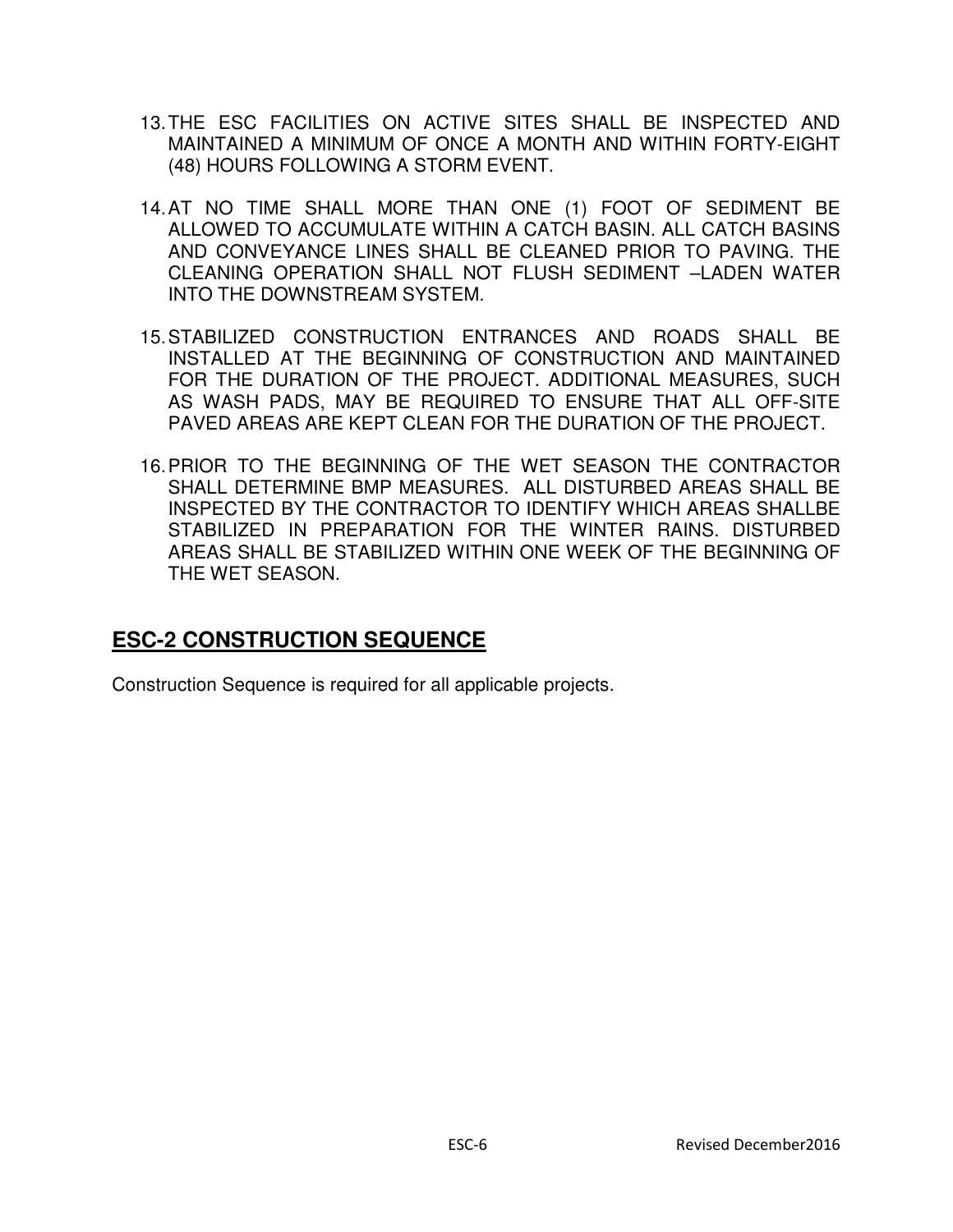13. THE ESC FACILITIES ON ACTIVE SITES SHALL BE INSPECTED AND MAINTAINED A MINIMUM OF ONCE A MONTH AND WITHIN FORTY-EIGHT (48) HOURS FOLLOWING A STORM EVENT.

14. AT NO TIME SHALL MORE THAN ONE (1) FOOT OF SEDIMENT BE ALLOWED TO ACCUMULATE WITHIN A CATCH BASIN. ALL CATCH BASINS AND CONVEYANCE LINES SHALL BE CLEANED PRIOR TO PAVING. THE CLEANING OPERATION SHALL NOT FLUSH SEDIMENT –LADEN WATER INTO THE DOWNSTREAM SYSTEM.

15. STABILIZED CONSTRUCTION ENTRANCES AND ROADS SHALL BE INSTALLED AT THE BEGINNING OF CONSTRUCTION AND MAINTAINED FOR THE DURATION OF THE PROJECT. ADDITIONAL MEASURES, SUCH AS WASH PADS, MAY BE REQUIRED TO ENSURE THAT ALL OFF-SITE PAVED AREAS ARE KEPT CLEAN FOR THE DURATION OF THE PROJECT.

16. PRIOR TO THE BEGINNING OF THE WET SEASON THE CONTRACTOR SHALL DETERMINE BMP MEASURES. ALL DISTURBED AREAS SHALL BE INSPECTED BY THE CONTRACTOR TO IDENTIFY WHICH AREAS SHALLBE STABILIZED IN PREPARATION FOR THE WINTER RAINS. DISTURBED AREAS SHALL BE STABILIZED WITHIN ONE WEEK OF THE BEGINNING OF THE WET SEASON.

## ESC-2 CONSTRUCTION SEQUENCE

Construction Sequence is required for all applicable projects.